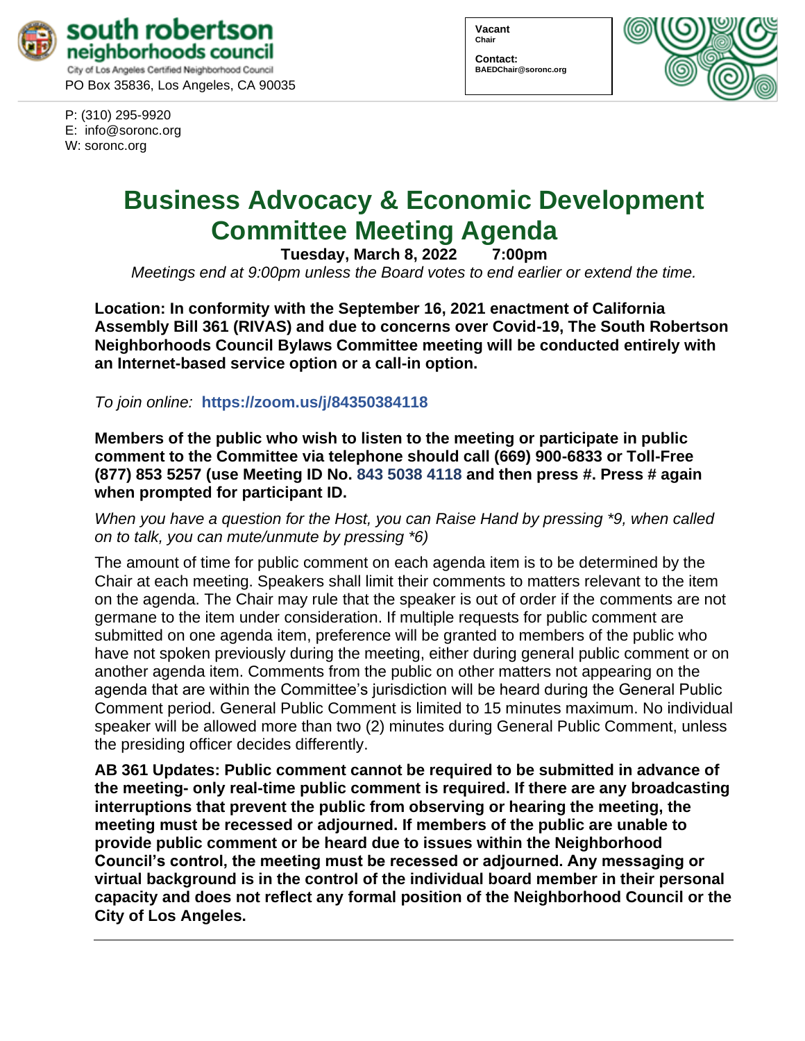**south robertson neighborhoods council**
City of Los Angeles Certified Neighborhood Council
PO Box 35836, Los Angeles, CA 90035

**Vacant**
**Chair**

**Contact:**
**BAEDChair@soronc.org**

P: (310) 295-9920
E: info@soronc.org
W: soronc.org

# Business Advocacy & Economic Development Committee Meeting Agenda

**Tuesday, March 8, 2022 7:00pm**

*Meetings end at 9:00pm unless the Board votes to end earlier or extend the time.*

**Location: In conformity with the September 16, 2021 enactment of California Assembly Bill 361 (RIVAS) and due to concerns over Covid-19, The South Robertson Neighborhoods Council Bylaws Committee meeting will be conducted entirely with an Internet-based service option or a call-in option.**

*To join online:* **https://zoom.us/j/84350384118**

**Members of the public who wish to listen to the meeting or participate in public comment to the Committee via telephone should call (669) 900-6833 or Toll-Free (877) 853 5257 (use Meeting ID No. 843 5038 4118 and then press #. Press # again when prompted for participant ID.**

*When you have a question for the Host, you can Raise Hand by pressing *9, when called on to talk, you can mute/unmute by pressing *6)*

The amount of time for public comment on each agenda item is to be determined by the Chair at each meeting. Speakers shall limit their comments to matters relevant to the item on the agenda. The Chair may rule that the speaker is out of order if the comments are not germane to the item under consideration. If multiple requests for public comment are submitted on one agenda item, preference will be granted to members of the public who have not spoken previously during the meeting, either during general public comment or on another agenda item. Comments from the public on other matters not appearing on the agenda that are within the Committee's jurisdiction will be heard during the General Public Comment period. General Public Comment is limited to 15 minutes maximum. No individual speaker will be allowed more than two (2) minutes during General Public Comment, unless the presiding officer decides differently.

**AB 361 Updates: Public comment cannot be required to be submitted in advance of the meeting- only real-time public comment is required. If there are any broadcasting interruptions that prevent the public from observing or hearing the meeting, the meeting must be recessed or adjourned. If members of the public are unable to provide public comment or be heard due to issues within the Neighborhood Council's control, the meeting must be recessed or adjourned. Any messaging or virtual background is in the control of the individual board member in their personal capacity and does not reflect any formal position of the Neighborhood Council or the City of Los Angeles.**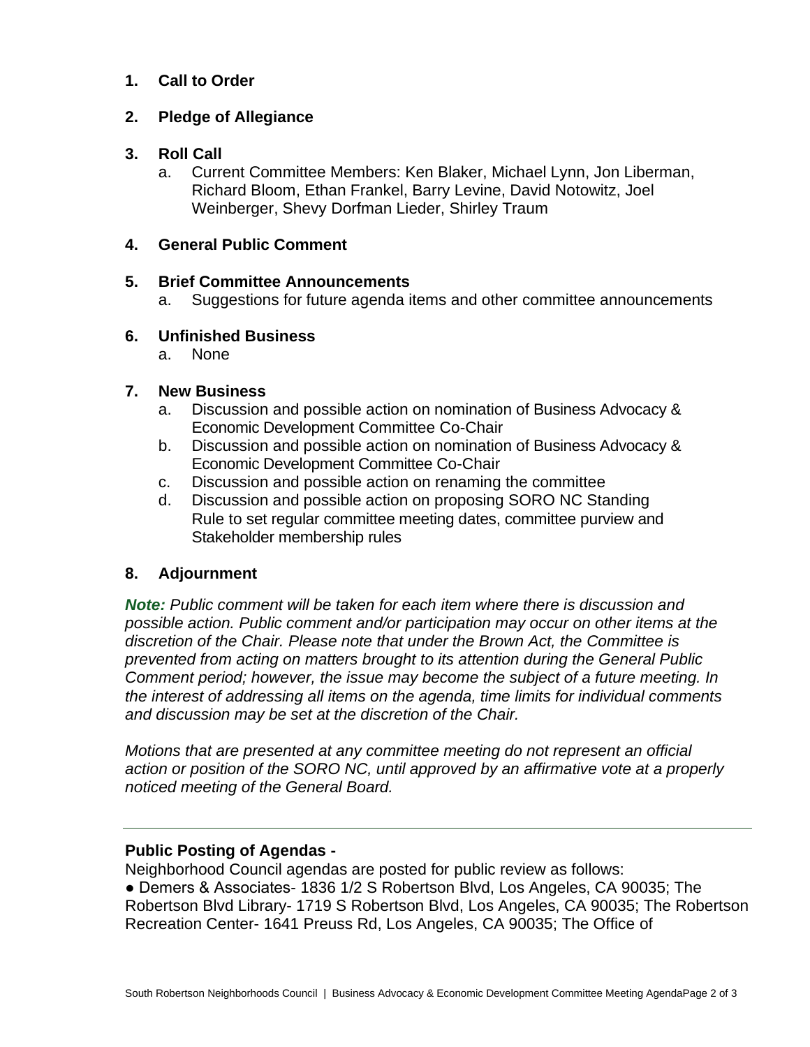**1. Call to Order**

**2. Pledge of Allegiance**

**3. Roll Call**

a. Current Committee Members: Ken Blaker, Michael Lynn, Jon Liberman, Richard Bloom, Ethan Frankel, Barry Levine, David Notowitz, Joel Weinberger, Shevy Dorfman Lieder, Shirley Traum

**4. General Public Comment**

**5. Brief Committee Announcements**

a. Suggestions for future agenda items and other committee announcements

**6. Unfinished Business**

a. None

**7. New Business**

a. Discussion and possible action on nomination of Business Advocacy & Economic Development Committee Co-Chair
b. Discussion and possible action on nomination of Business Advocacy & Economic Development Committee Co-Chair
c. Discussion and possible action on renaming the committee
d. Discussion and possible action on proposing SORO NC Standing Rule to set regular committee meeting dates, committee purview and Stakeholder membership rules

**8. Adjournment**

***Note:*** *Public comment will be taken for each item where there is discussion and possible action. Public comment and/or participation may occur on other items at the discretion of the Chair. Please note that under the Brown Act, the Committee is prevented from acting on matters brought to its attention during the General Public Comment period; however, the issue may become the subject of a future meeting. In the interest of addressing all items on the agenda, time limits for individual comments and discussion may be set at the discretion of the Chair.*

*Motions that are presented at any committee meeting do not represent an official action or position of the SORO NC, until approved by an affirmative vote at a properly noticed meeting of the General Board.*

---

**Public Posting of Agendas -**

Neighborhood Council agendas are posted for public review as follows:

● Demers & Associates- 1836 1/2 S Robertson Blvd, Los Angeles, CA 90035; The Robertson Blvd Library- 1719 S Robertson Blvd, Los Angeles, CA 90035; The Robertson Recreation Center- 1641 Preuss Rd, Los Angeles, CA 90035; The Office of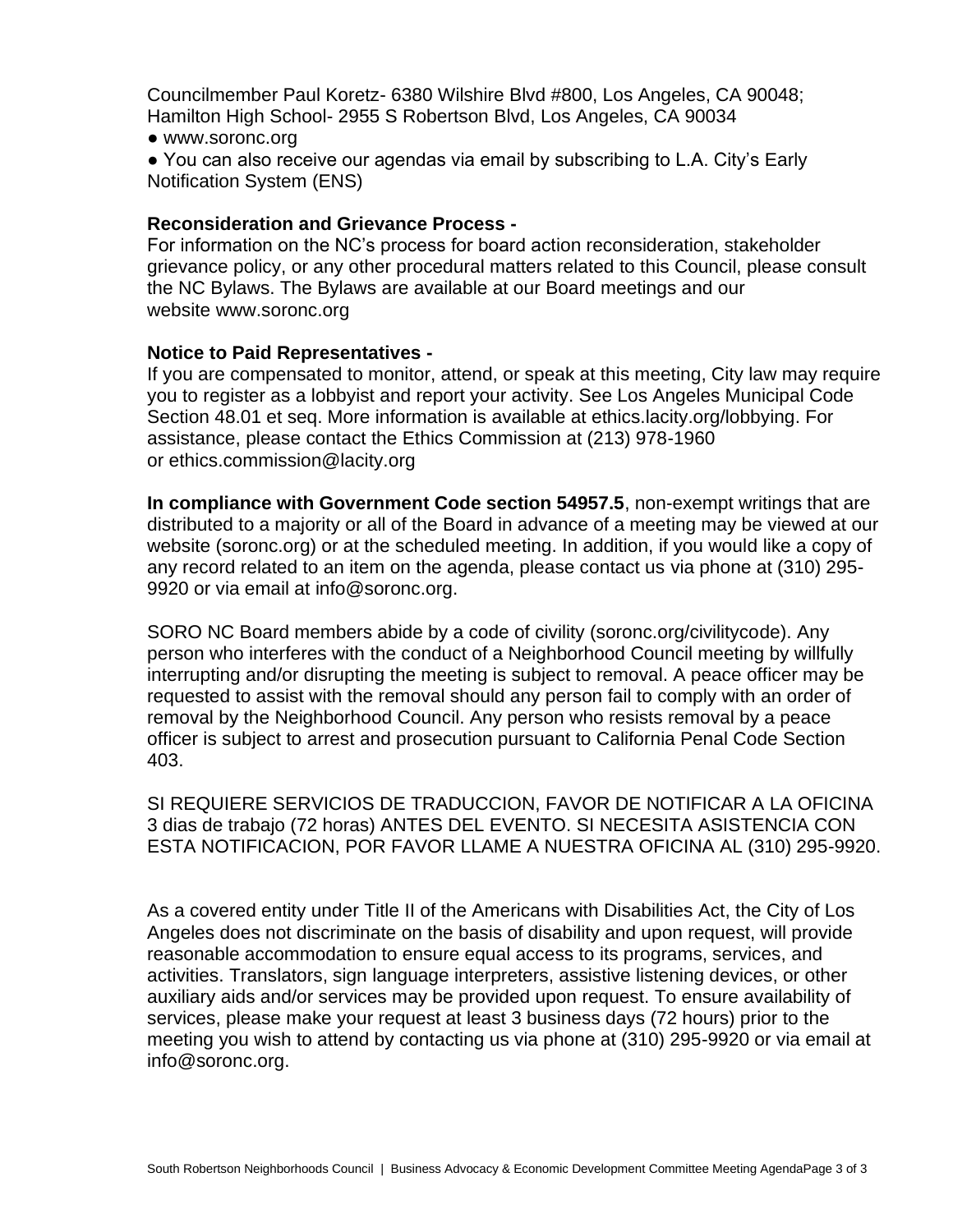Councilmember Paul Koretz- 6380 Wilshire Blvd #800, Los Angeles, CA 90048; Hamilton High School- 2955 S Robertson Blvd, Los Angeles, CA 90034

- www.soronc.org
- You can also receive our agendas via email by subscribing to L.A. City's Early Notification System (ENS)

**Reconsideration and Grievance Process -**
For information on the NC's process for board action reconsideration, stakeholder grievance policy, or any other procedural matters related to this Council, please consult the NC Bylaws. The Bylaws are available at our Board meetings and our website www.soronc.org

**Notice to Paid Representatives -**
If you are compensated to monitor, attend, or speak at this meeting, City law may require you to register as a lobbyist and report your activity. See Los Angeles Municipal Code Section 48.01 et seq. More information is available at ethics.lacity.org/lobbying. For assistance, please contact the Ethics Commission at (213) 978-1960 or ethics.commission@lacity.org

**In compliance with Government Code section 54957.5**, non-exempt writings that are distributed to a majority or all of the Board in advance of a meeting may be viewed at our website (soronc.org) or at the scheduled meeting. In addition, if you would like a copy of any record related to an item on the agenda, please contact us via phone at (310) 295-9920 or via email at info@soronc.org.

SORO NC Board members abide by a code of civility (soronc.org/civilitycode). Any person who interferes with the conduct of a Neighborhood Council meeting by willfully interrupting and/or disrupting the meeting is subject to removal. A peace officer may be requested to assist with the removal should any person fail to comply with an order of removal by the Neighborhood Council. Any person who resists removal by a peace officer is subject to arrest and prosecution pursuant to California Penal Code Section 403.

SI REQUIERE SERVICIOS DE TRADUCCION, FAVOR DE NOTIFICAR A LA OFICINA 3 dias de trabajo (72 horas) ANTES DEL EVENTO. SI NECESITA ASISTENCIA CON ESTA NOTIFICACION, POR FAVOR LLAME A NUESTRA OFICINA AL (310) 295-9920.

As a covered entity under Title II of the Americans with Disabilities Act, the City of Los Angeles does not discriminate on the basis of disability and upon request, will provide reasonable accommodation to ensure equal access to its programs, services, and activities. Translators, sign language interpreters, assistive listening devices, or other auxiliary aids and/or services may be provided upon request. To ensure availability of services, please make your request at least 3 business days (72 hours) prior to the meeting you wish to attend by contacting us via phone at (310) 295-9920 or via email at info@soronc.org.